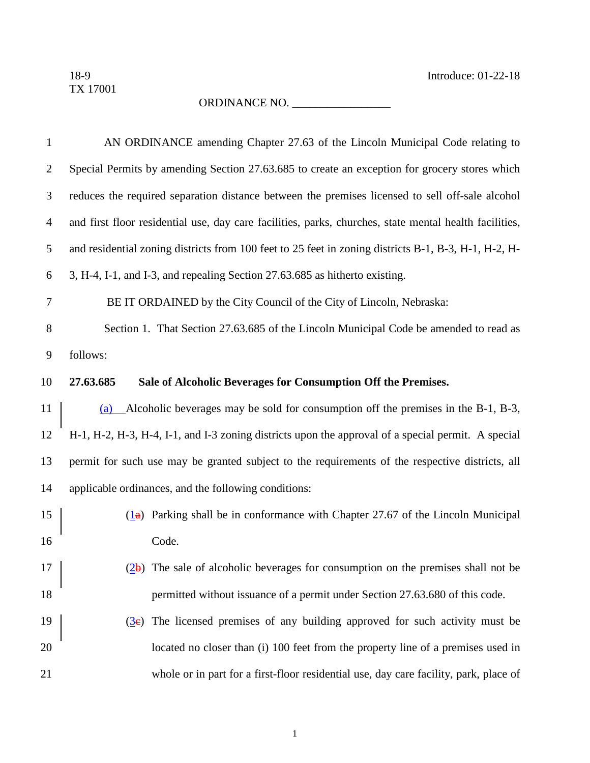18-9
TX 17001

Introduce: 01-22-18

ORDINANCE NO. _________________

AN ORDINANCE amending Chapter 27.63 of the Lincoln Municipal Code relating to Special Permits by amending Section 27.63.685 to create an exception for grocery stores which reduces the required separation distance between the premises licensed to sell off-sale alcohol and first floor residential use, day care facilities, parks, churches, state mental health facilities, and residential zoning districts from 100 feet to 25 feet in zoning districts B-1, B-3, H-1, H-2, H-3, H-4, I-1, and I-3, and repealing Section 27.63.685 as hitherto existing.

BE IT ORDAINED by the City Council of the City of Lincoln, Nebraska:

Section 1. That Section 27.63.685 of the Lincoln Municipal Code be amended to read as follows:

**27.63.685 Sale of Alcoholic Beverages for Consumption Off the Premises.**

(a) Alcoholic beverages may be sold for consumption off the premises in the B-1, B-3, H-1, H-2, H-3, H-4, I-1, and I-3 zoning districts upon the approval of a special permit. A special permit for such use may be granted subject to the requirements of the respective districts, all applicable ordinances, and the following conditions:

(1~~a~~) Parking shall be in conformance with Chapter 27.67 of the Lincoln Municipal Code.

(2~~b~~) The sale of alcoholic beverages for consumption on the premises shall not be permitted without issuance of a permit under Section 27.63.680 of this code.

(3~~c~~) The licensed premises of any building approved for such activity must be located no closer than (i) 100 feet from the property line of a premises used in whole or in part for a first-floor residential use, day care facility, park, place of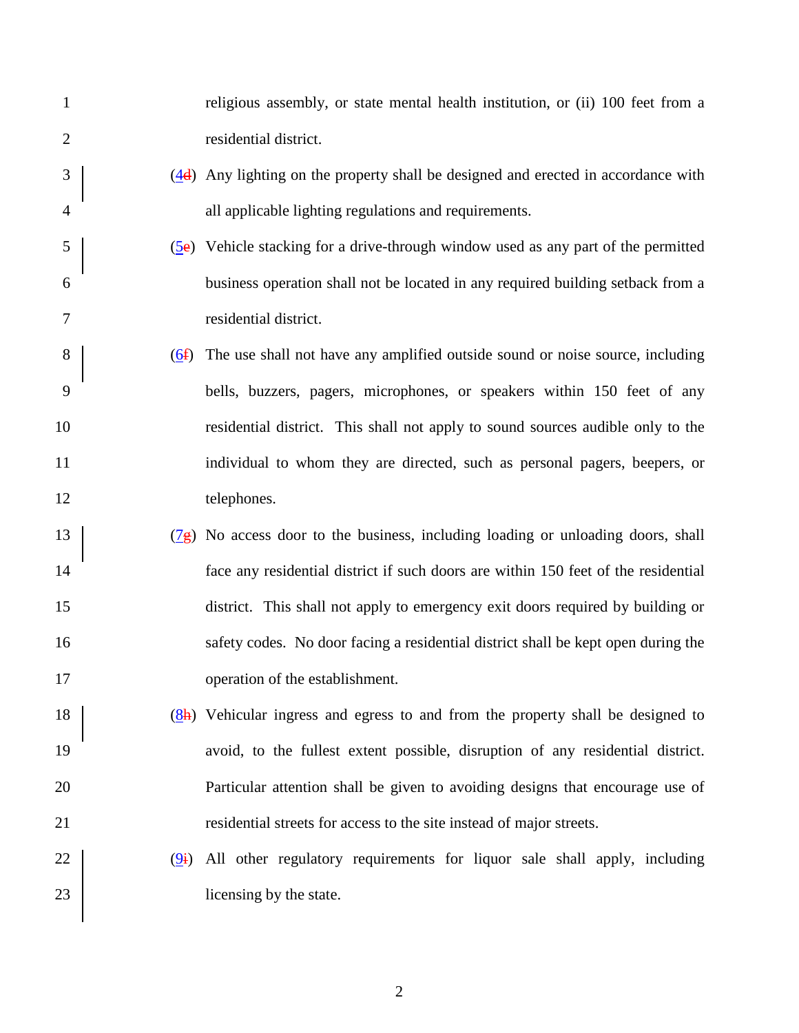religious assembly, or state mental health institution, or (ii) 100 feet from a residential district.

(4d) Any lighting on the property shall be designed and erected in accordance with all applicable lighting regulations and requirements.

(5e) Vehicle stacking for a drive-through window used as any part of the permitted business operation shall not be located in any required building setback from a residential district.

(6f) The use shall not have any amplified outside sound or noise source, including bells, buzzers, pagers, microphones, or speakers within 150 feet of any residential district. This shall not apply to sound sources audible only to the individual to whom they are directed, such as personal pagers, beepers, or telephones.

(7g) No access door to the business, including loading or unloading doors, shall face any residential district if such doors are within 150 feet of the residential district. This shall not apply to emergency exit doors required by building or safety codes. No door facing a residential district shall be kept open during the operation of the establishment.

(8h) Vehicular ingress and egress to and from the property shall be designed to avoid, to the fullest extent possible, disruption of any residential district. Particular attention shall be given to avoiding designs that encourage use of residential streets for access to the site instead of major streets.

(9i) All other regulatory requirements for liquor sale shall apply, including licensing by the state.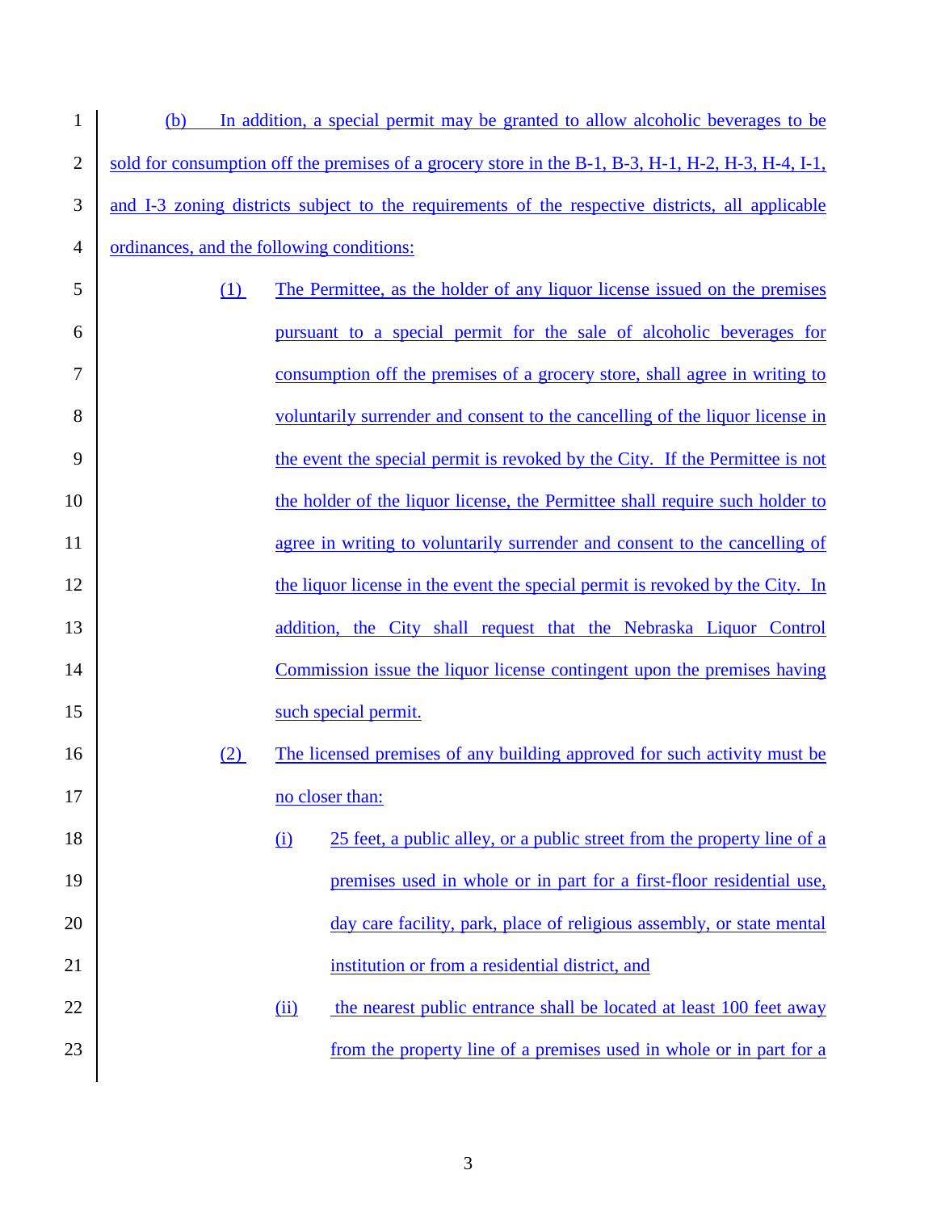(b) In addition, a special permit may be granted to allow alcoholic beverages to be sold for consumption off the premises of a grocery store in the B-1, B-3, H-1, H-2, H-3, H-4, I-1, and I-3 zoning districts subject to the requirements of the respective districts, all applicable ordinances, and the following conditions:

(1) The Permittee, as the holder of any liquor license issued on the premises pursuant to a special permit for the sale of alcoholic beverages for consumption off the premises of a grocery store, shall agree in writing to voluntarily surrender and consent to the cancelling of the liquor license in the event the special permit is revoked by the City. If the Permittee is not the holder of the liquor license, the Permittee shall require such holder to agree in writing to voluntarily surrender and consent to the cancelling of the liquor license in the event the special permit is revoked by the City. In addition, the City shall request that the Nebraska Liquor Control Commission issue the liquor license contingent upon the premises having such special permit.

(2) The licensed premises of any building approved for such activity must be no closer than:

(i) 25 feet, a public alley, or a public street from the property line of a premises used in whole or in part for a first-floor residential use, day care facility, park, place of religious assembly, or state mental institution or from a residential district, and

(ii) the nearest public entrance shall be located at least 100 feet away from the property line of a premises used in whole or in part for a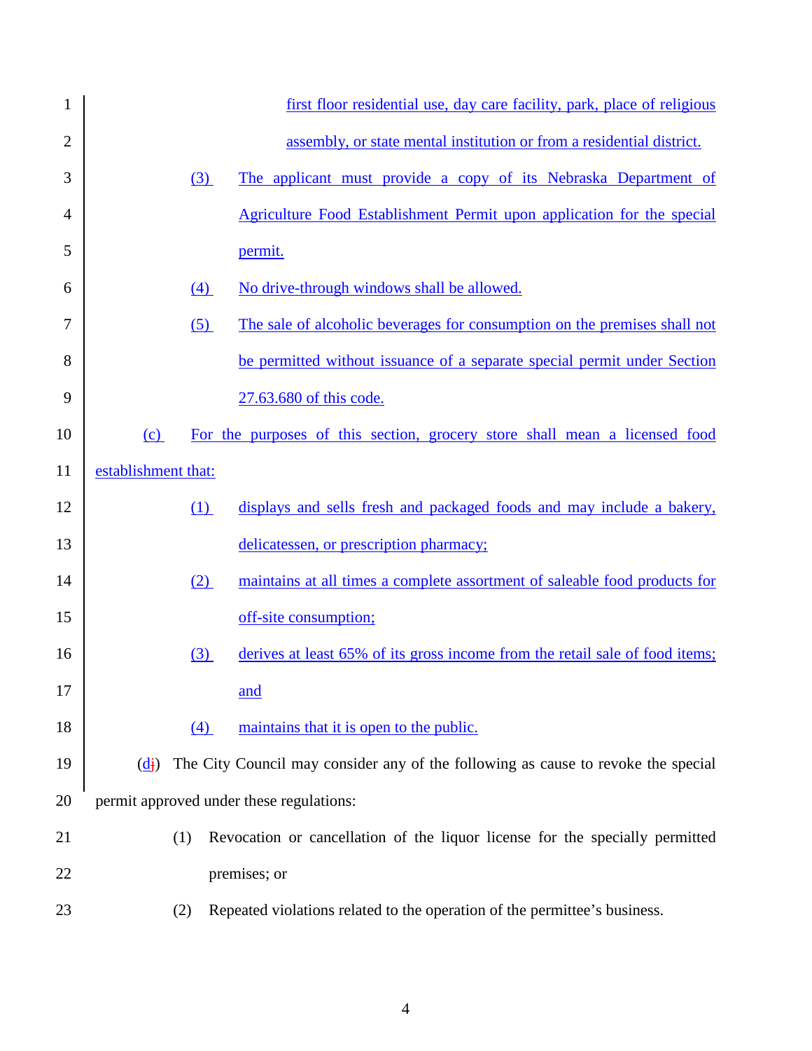first floor residential use, day care facility, park, place of religious assembly, or state mental institution or from a residential district.

(3) The applicant must provide a copy of its Nebraska Department of Agriculture Food Establishment Permit upon application for the special permit.

(4) No drive-through windows shall be allowed.

(5) The sale of alcoholic beverages for consumption on the premises shall not be permitted without issuance of a separate special permit under Section 27.63.680 of this code.

(c) For the purposes of this section, grocery store shall mean a licensed food establishment that:

(1) displays and sells fresh and packaged foods and may include a bakery, delicatessen, or prescription pharmacy;

(2) maintains at all times a complete assortment of saleable food products for off-site consumption;

(3) derives at least 65% of its gross income from the retail sale of food items; and

(4) maintains that it is open to the public.

(dj) The City Council may consider any of the following as cause to revoke the special permit approved under these regulations:

(1) Revocation or cancellation of the liquor license for the specially permitted premises; or

(2) Repeated violations related to the operation of the permittee's business.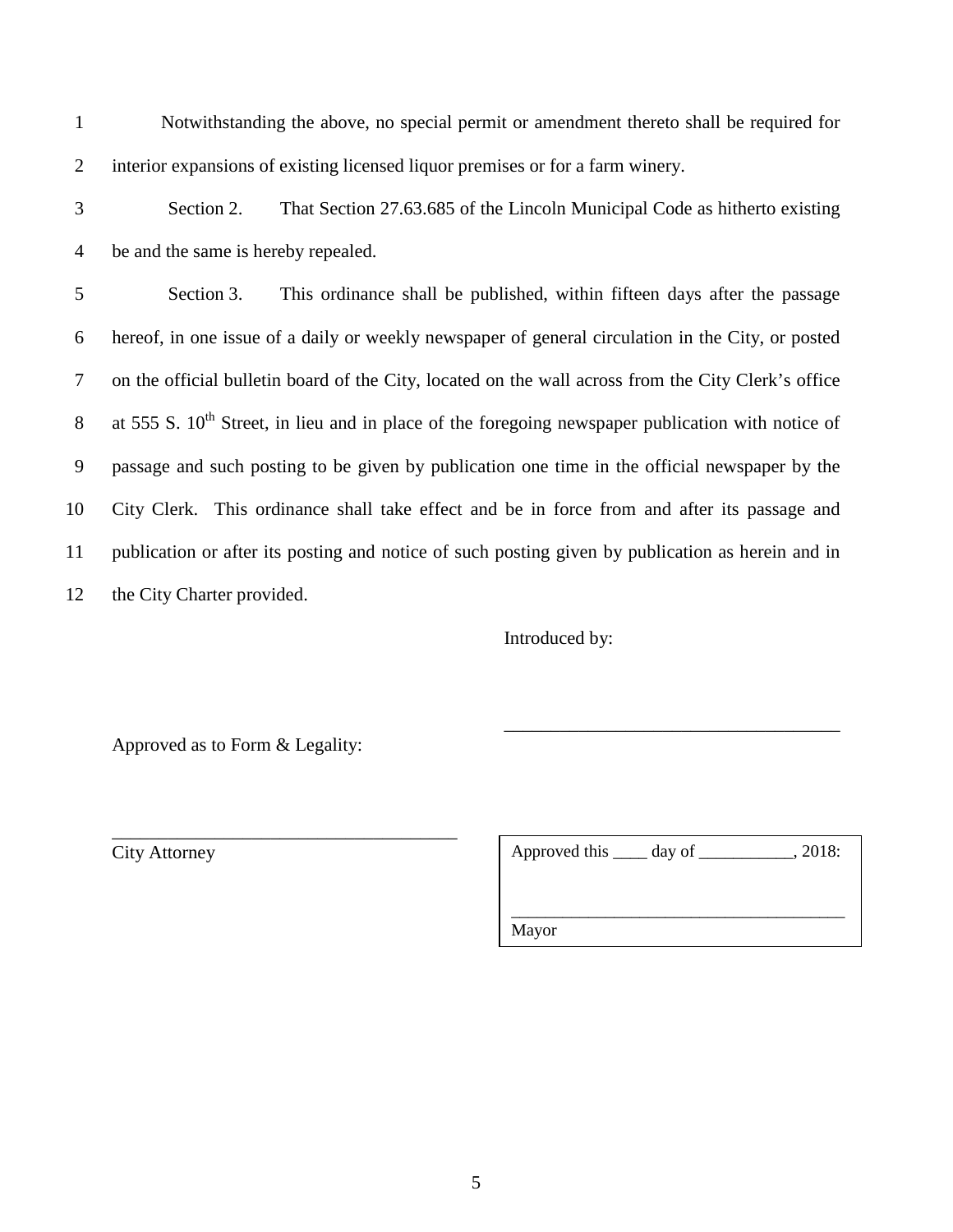Notwithstanding the above, no special permit or amendment thereto shall be required for interior expansions of existing licensed liquor premises or for a farm winery.

Section 2. That Section 27.63.685 of the Lincoln Municipal Code as hitherto existing be and the same is hereby repealed.

Section 3. This ordinance shall be published, within fifteen days after the passage hereof, in one issue of a daily or weekly newspaper of general circulation in the City, or posted on the official bulletin board of the City, located on the wall across from the City Clerk's office at 555 S. 10th Street, in lieu and in place of the foregoing newspaper publication with notice of passage and such posting to be given by publication one time in the official newspaper by the City Clerk. This ordinance shall take effect and be in force from and after its passage and publication or after its posting and notice of such posting given by publication as herein and in the City Charter provided.

Introduced by:

_____________________________________

Approved as to Form & Legality:

_____________________________________
City Attorney

Approved this ____ day of ___________, 2018:

_____________________________________
Mayor